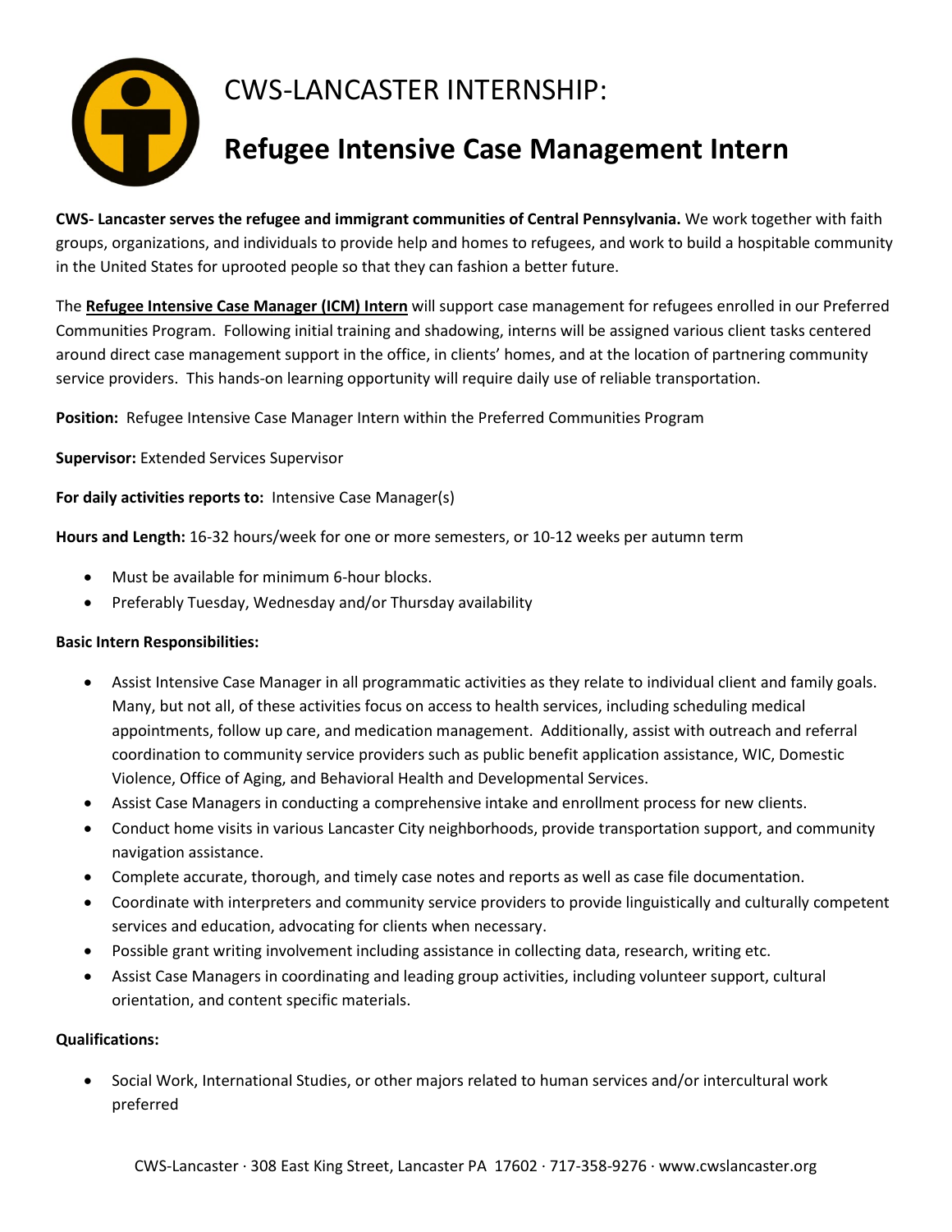# CWS-LANCASTER INTERNSHIP:

# Refugee Intensive Case Management Intern

**CWS- Lancaster serves the refugee and immigrant communities of Central Pennsylvania.** We work together with faith groups, organizations, and individuals to provide help and homes to refugees, and work to build a hospitable community in the United States for uprooted people so that they can fashion a better future.

The **Refugee Intensive Case Manager (ICM) Intern** will support case management for refugees enrolled in our Preferred Communities Program. Following initial training and shadowing, interns will be assigned various client tasks centered around direct case management support in the office, in clients' homes, and at the location of partnering community service providers. This hands-on learning opportunity will require daily use of reliable transportation.

**Position:** Refugee Intensive Case Manager Intern within the Preferred Communities Program

**Supervisor:** Extended Services Supervisor

**For daily activities reports to:** Intensive Case Manager(s)

**Hours and Length:** 16-32 hours/week for one or more semesters, or 10-12 weeks per autumn term

- Must be available for minimum 6-hour blocks.
- Preferably Tuesday, Wednesday and/or Thursday availability

**Basic Intern Responsibilities:**

- Assist Intensive Case Manager in all programmatic activities as they relate to individual client and family goals. Many, but not all, of these activities focus on access to health services, including scheduling medical appointments, follow up care, and medication management. Additionally, assist with outreach and referral coordination to community service providers such as public benefit application assistance, WIC, Domestic Violence, Office of Aging, and Behavioral Health and Developmental Services.
- Assist Case Managers in conducting a comprehensive intake and enrollment process for new clients.
- Conduct home visits in various Lancaster City neighborhoods, provide transportation support, and community navigation assistance.
- Complete accurate, thorough, and timely case notes and reports as well as case file documentation.
- Coordinate with interpreters and community service providers to provide linguistically and culturally competent services and education, advocating for clients when necessary.
- Possible grant writing involvement including assistance in collecting data, research, writing etc.
- Assist Case Managers in coordinating and leading group activities, including volunteer support, cultural orientation, and content specific materials.

**Qualifications:**

- Social Work, International Studies, or other majors related to human services and/or intercultural work preferred

CWS-Lancaster · 308 East King Street, Lancaster PA 17602 · 717-358-9276 · www.cwslancaster.org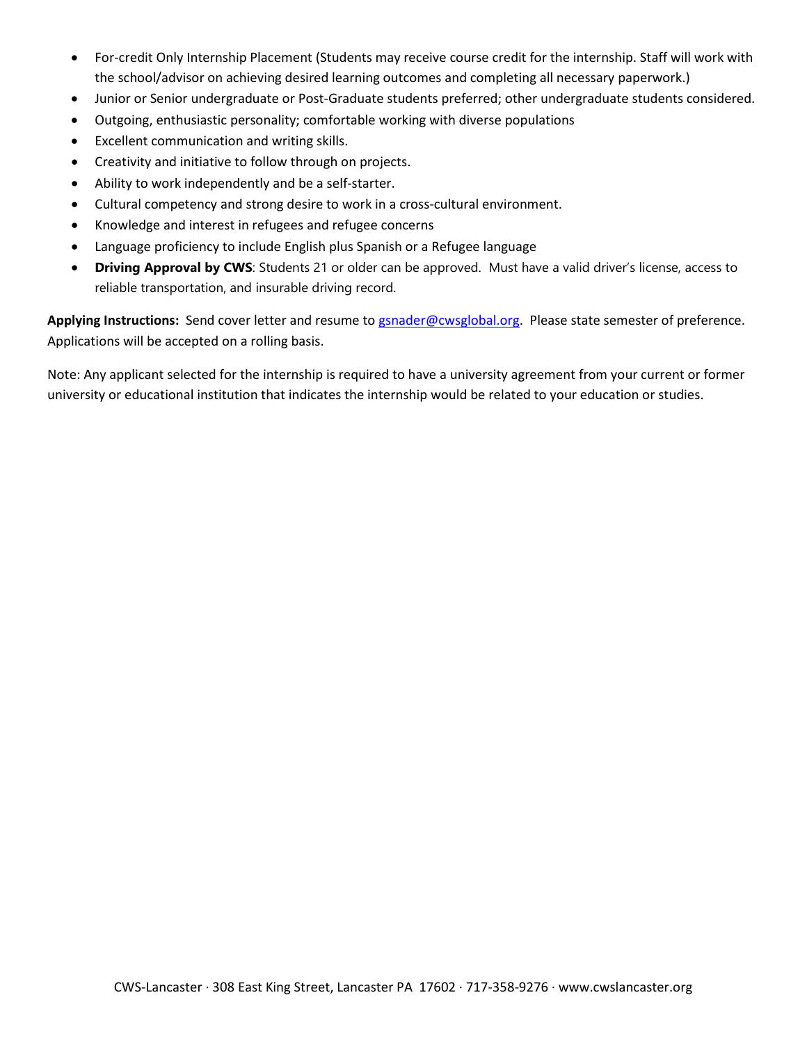- For-credit Only Internship Placement (Students may receive course credit for the internship. Staff will work with the school/advisor on achieving desired learning outcomes and completing all necessary paperwork.)
- Junior or Senior undergraduate or Post-Graduate students preferred; other undergraduate students considered.
- Outgoing, enthusiastic personality; comfortable working with diverse populations
- Excellent communication and writing skills.
- Creativity and initiative to follow through on projects.
- Ability to work independently and be a self-starter.
- Cultural competency and strong desire to work in a cross-cultural environment.
- Knowledge and interest in refugees and refugee concerns
- Language proficiency to include English plus Spanish or a Refugee language
- **Driving Approval by CWS**: Students 21 or older can be approved. Must have a valid driver's license, access to reliable transportation, and insurable driving record.

**Applying Instructions:** Send cover letter and resume to gsnader@cwsglobal.org. Please state semester of preference. Applications will be accepted on a rolling basis.

Note: Any applicant selected for the internship is required to have a university agreement from your current or former university or educational institution that indicates the internship would be related to your education or studies.

CWS-Lancaster · 308 East King Street, Lancaster PA 17602 · 717-358-9276 · www.cwslancaster.org